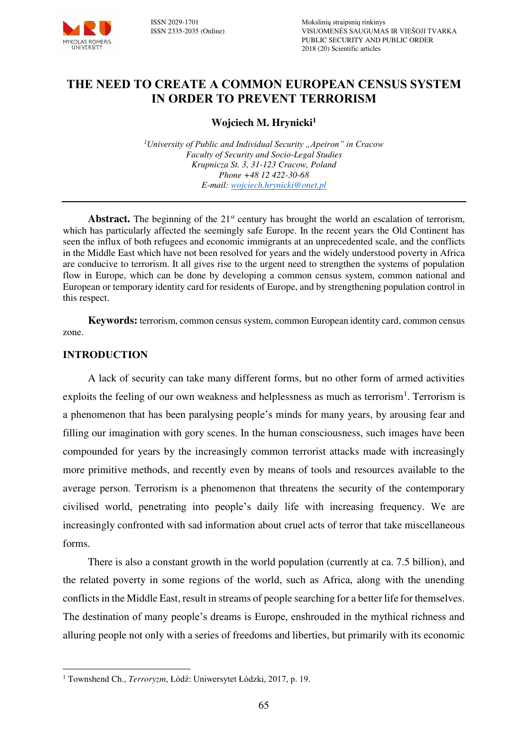# THE NEED TO CREATE A COMMON EUROPEAN CENSUS SYSTEM IN ORDER TO PREVENT TERRORISM

**Wojciech M. Hrynicki[1]**

*[1]University of Public and Individual Security „Apeiron" in Cracow*
*Faculty of Security and Socio-Legal Studies*
*Krupnicza St. 3, 31-123 Cracow, Poland*
*Phone +48 12 422-30-68*
*E-mail: wojciech.hrynicki@onet.pl*

---

**Abstract.** The beginning of the 21st century has brought the world an escalation of terrorism, which has particularly affected the seemingly safe Europe. In the recent years the Old Continent has seen the influx of both refugees and economic immigrants at an unprecedented scale, and the conflicts in the Middle East which have not been resolved for years and the widely understood poverty in Africa are conducive to terrorism. It all gives rise to the urgent need to strengthen the systems of population flow in Europe, which can be done by developing a common census system, common national and European or temporary identity card for residents of Europe, and by strengthening population control in this respect.

**Keywords:** terrorism, common census system, common European identity card, common census zone.

## INTRODUCTION

A lack of security can take many different forms, but no other form of armed activities exploits the feeling of our own weakness and helplessness as much as terrorism[1]. Terrorism is a phenomenon that has been paralysing people's minds for many years, by arousing fear and filling our imagination with gory scenes. In the human consciousness, such images have been compounded for years by the increasingly common terrorist attacks made with increasingly more primitive methods, and recently even by means of tools and resources available to the average person. Terrorism is a phenomenon that threatens the security of the contemporary civilised world, penetrating into people's daily life with increasing frequency. We are increasingly confronted with sad information about cruel acts of terror that take miscellaneous forms.

There is also a constant growth in the world population (currently at ca. 7.5 billion), and the related poverty in some regions of the world, such as Africa, along with the unending conflicts in the Middle East, result in streams of people searching for a better life for themselves. The destination of many people's dreams is Europe, enshrouded in the mythical richness and alluring people not only with a series of freedoms and liberties, but primarily with its economic

---

[1] Townshend Ch., *Terroryzm*, Łódź: Uniwersytet Łódzki, 2017, p. 19.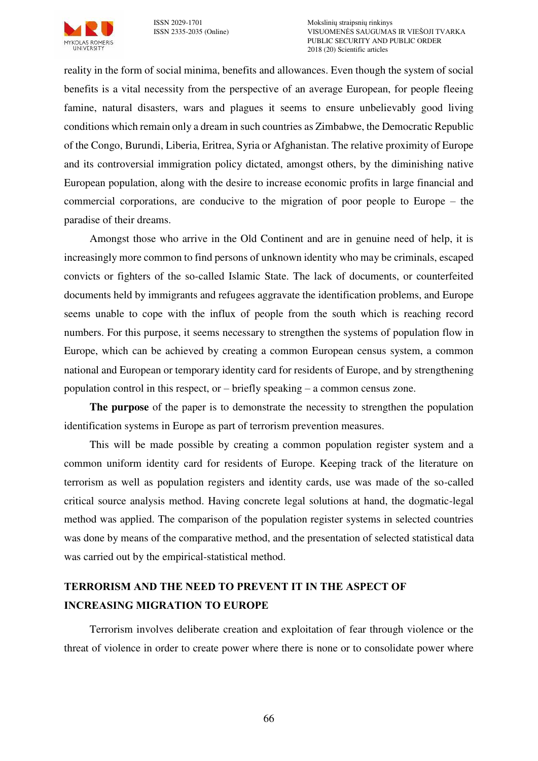reality in the form of social minima, benefits and allowances. Even though the system of social benefits is a vital necessity from the perspective of an average European, for people fleeing famine, natural disasters, wars and plagues it seems to ensure unbelievably good living conditions which remain only a dream in such countries as Zimbabwe, the Democratic Republic of the Congo, Burundi, Liberia, Eritrea, Syria or Afghanistan. The relative proximity of Europe and its controversial immigration policy dictated, amongst others, by the diminishing native European population, along with the desire to increase economic profits in large financial and commercial corporations, are conducive to the migration of poor people to Europe – the paradise of their dreams.

Amongst those who arrive in the Old Continent and are in genuine need of help, it is increasingly more common to find persons of unknown identity who may be criminals, escaped convicts or fighters of the so-called Islamic State. The lack of documents, or counterfeited documents held by immigrants and refugees aggravate the identification problems, and Europe seems unable to cope with the influx of people from the south which is reaching record numbers. For this purpose, it seems necessary to strengthen the systems of population flow in Europe, which can be achieved by creating a common European census system, a common national and European or temporary identity card for residents of Europe, and by strengthening population control in this respect, or – briefly speaking – a common census zone.

**The purpose** of the paper is to demonstrate the necessity to strengthen the population identification systems in Europe as part of terrorism prevention measures.

This will be made possible by creating a common population register system and a common uniform identity card for residents of Europe. Keeping track of the literature on terrorism as well as population registers and identity cards, use was made of the so-called critical source analysis method. Having concrete legal solutions at hand, the dogmatic-legal method was applied. The comparison of the population register systems in selected countries was done by means of the comparative method, and the presentation of selected statistical data was carried out by the empirical-statistical method.

## TERRORISM AND THE NEED TO PREVENT IT IN THE ASPECT OF INCREASING MIGRATION TO EUROPE

Terrorism involves deliberate creation and exploitation of fear through violence or the threat of violence in order to create power where there is none or to consolidate power where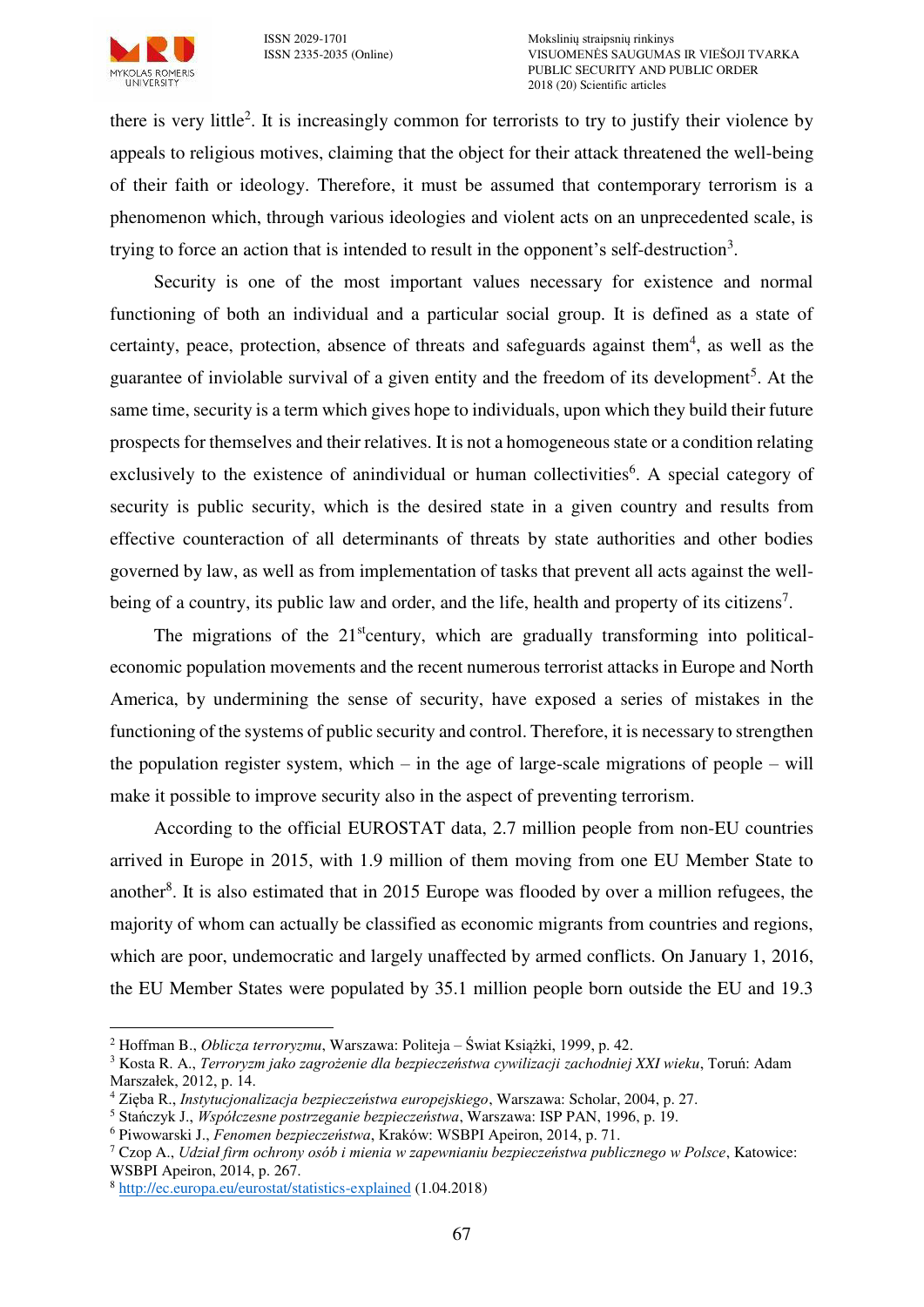there is very little[2]. It is increasingly common for terrorists to try to justify their violence by appeals to religious motives, claiming that the object for their attack threatened the well-being of their faith or ideology. Therefore, it must be assumed that contemporary terrorism is a phenomenon which, through various ideologies and violent acts on an unprecedented scale, is trying to force an action that is intended to result in the opponent's self-destruction[3].

Security is one of the most important values necessary for existence and normal functioning of both an individual and a particular social group. It is defined as a state of certainty, peace, protection, absence of threats and safeguards against them[4], as well as the guarantee of inviolable survival of a given entity and the freedom of its development[5]. At the same time, security is a term which gives hope to individuals, upon which they build their future prospects for themselves and their relatives. It is not a homogeneous state or a condition relating exclusively to the existence of anindividual or human collectivities[6]. A special category of security is public security, which is the desired state in a given country and results from effective counteraction of all determinants of threats by state authorities and other bodies governed by law, as well as from implementation of tasks that prevent all acts against the well-being of a country, its public law and order, and the life, health and property of its citizens[7].

The migrations of the 21stcentury, which are gradually transforming into political-economic population movements and the recent numerous terrorist attacks in Europe and North America, by undermining the sense of security, have exposed a series of mistakes in the functioning of the systems of public security and control. Therefore, it is necessary to strengthen the population register system, which – in the age of large-scale migrations of people – will make it possible to improve security also in the aspect of preventing terrorism.

According to the official EUROSTAT data, 2.7 million people from non-EU countries arrived in Europe in 2015, with 1.9 million of them moving from one EU Member State to another[8]. It is also estimated that in 2015 Europe was flooded by over a million refugees, the majority of whom can actually be classified as economic migrants from countries and regions, which are poor, undemocratic and largely unaffected by armed conflicts. On January 1, 2016, the EU Member States were populated by 35.1 million people born outside the EU and 19.3

---

[2] Hoffman B., *Oblicza terroryzmu*, Warszawa: Politeja – Świat Książki, 1999, p. 42.

[3] Kosta R. A., *Terroryzm jako zagrożenie dla bezpieczeństwa cywilizacji zachodniej XXI wieku*, Toruń: Adam Marszałek, 2012, p. 14.

[4] Zięba R., *Instytucjonalizacja bezpieczeństwa europejskiego*, Warszawa: Scholar, 2004, p. 27.

[5] Stańczyk J., *Współczesne postrzeganie bezpieczeństwa*, Warszawa: ISP PAN, 1996, p. 19.

[6] Piwowarski J., *Fenomen bezpieczeństwa*, Kraków: WSBPI Apeiron, 2014, p. 71.

[7] Czop A., *Udział firm ochrony osób i mienia w zapewnianiu bezpieczeństwa publicznego w Polsce*, Katowice: WSBPI Apeiron, 2014, p. 267.

[8] http://ec.europa.eu/eurostat/statistics-explained (1.04.2018)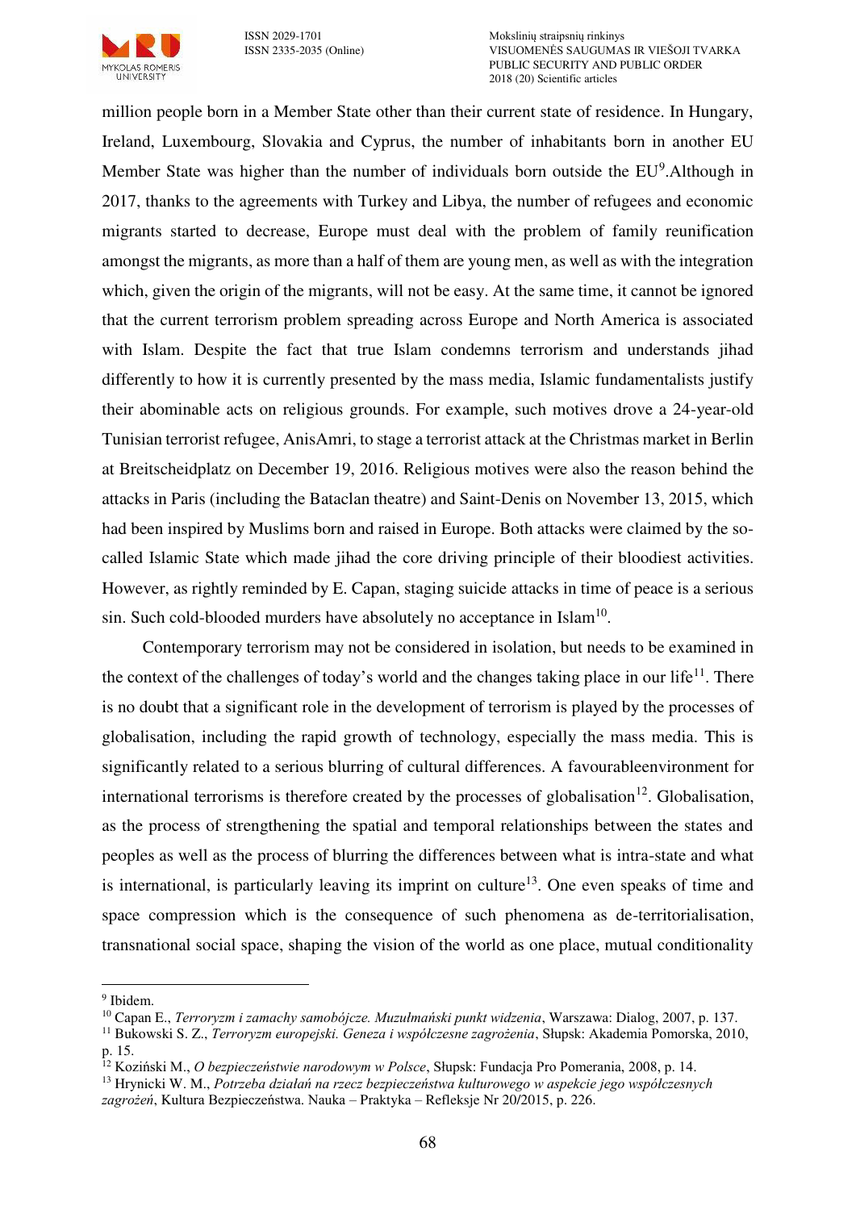million people born in a Member State other than their current state of residence. In Hungary, Ireland, Luxembourg, Slovakia and Cyprus, the number of inhabitants born in another EU Member State was higher than the number of individuals born outside the EU[9].Although in 2017, thanks to the agreements with Turkey and Libya, the number of refugees and economic migrants started to decrease, Europe must deal with the problem of family reunification amongst the migrants, as more than a half of them are young men, as well as with the integration which, given the origin of the migrants, will not be easy. At the same time, it cannot be ignored that the current terrorism problem spreading across Europe and North America is associated with Islam. Despite the fact that true Islam condemns terrorism and understands jihad differently to how it is currently presented by the mass media, Islamic fundamentalists justify their abominable acts on religious grounds. For example, such motives drove a 24-year-old Tunisian terrorist refugee, AnisAmri, to stage a terrorist attack at the Christmas market in Berlin at Breitscheidplatz on December 19, 2016. Religious motives were also the reason behind the attacks in Paris (including the Bataclan theatre) and Saint-Denis on November 13, 2015, which had been inspired by Muslims born and raised in Europe. Both attacks were claimed by the so-called Islamic State which made jihad the core driving principle of their bloodiest activities. However, as rightly reminded by E. Capan, staging suicide attacks in time of peace is a serious sin. Such cold-blooded murders have absolutely no acceptance in Islam[10].

Contemporary terrorism may not be considered in isolation, but needs to be examined in the context of the challenges of today's world and the changes taking place in our life[11]. There is no doubt that a significant role in the development of terrorism is played by the processes of globalisation, including the rapid growth of technology, especially the mass media. This is significantly related to a serious blurring of cultural differences. A favourableenvironment for international terrorisms is therefore created by the processes of globalisation[12]. Globalisation, as the process of strengthening the spatial and temporal relationships between the states and peoples as well as the process of blurring the differences between what is intra-state and what is international, is particularly leaving its imprint on culture[13]. One even speaks of time and space compression which is the consequence of such phenomena as de-territorialisation, transnational social space, shaping the vision of the world as one place, mutual conditionality

---

[9] Ibidem.

[10] Capan E., *Terroryzm i zamachy samobójcze. Muzułmański punkt widzenia*, Warszawa: Dialog, 2007, p. 137.

[11] Bukowski S. Z., *Terroryzm europejski. Geneza i współczesne zagrożenia*, Słupsk: Akademia Pomorska, 2010, p. 15.

[12] Koziński M., *O bezpieczeństwie narodowym w Polsce*, Słupsk: Fundacja Pro Pomerania, 2008, p. 14.

[13] Hrynicki W. M., *Potrzeba działań na rzecz bezpieczeństwa kulturowego w aspekcie jego współczesnych zagrożeń*, Kultura Bezpieczeństwa. Nauka – Praktyka – Refleksje Nr 20/2015, p. 226.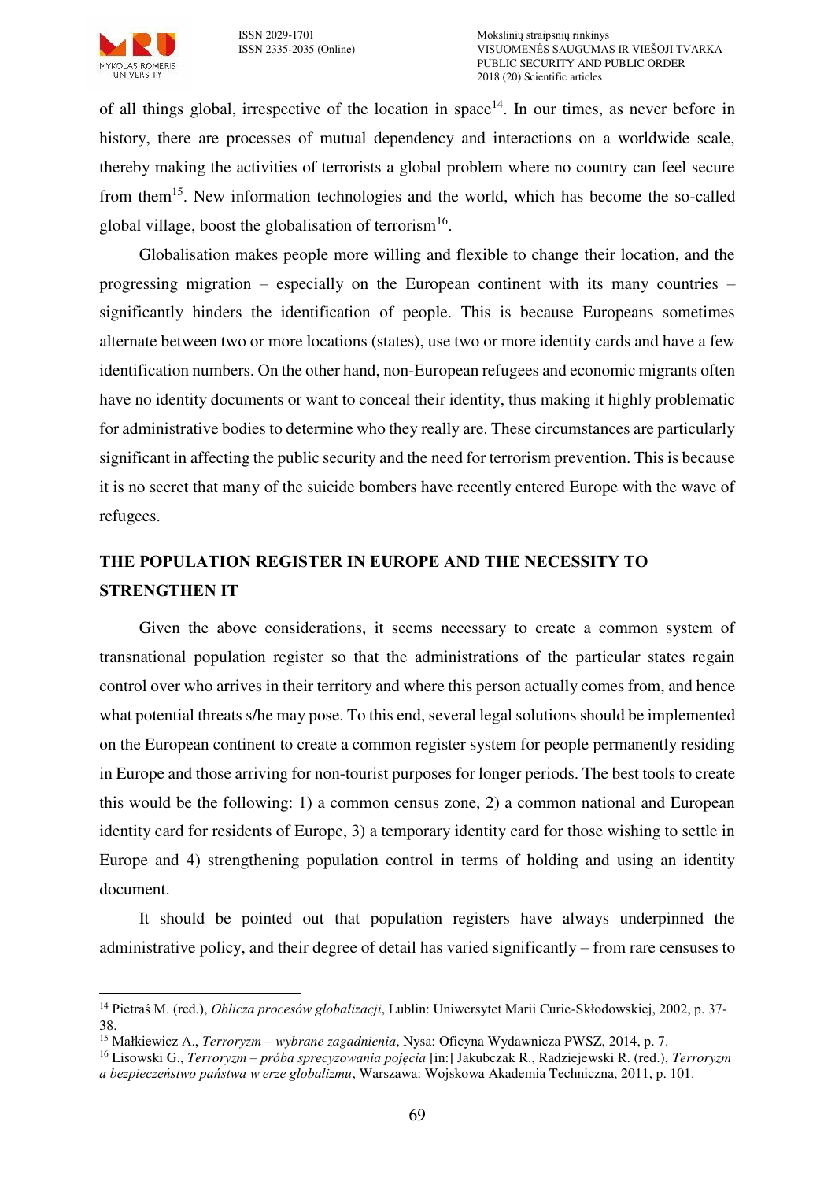of all things global, irrespective of the location in space[14]. In our times, as never before in history, there are processes of mutual dependency and interactions on a worldwide scale, thereby making the activities of terrorists a global problem where no country can feel secure from them[15]. New information technologies and the world, which has become the so-called global village, boost the globalisation of terrorism[16].

Globalisation makes people more willing and flexible to change their location, and the progressing migration – especially on the European continent with its many countries – significantly hinders the identification of people. This is because Europeans sometimes alternate between two or more locations (states), use two or more identity cards and have a few identification numbers. On the other hand, non-European refugees and economic migrants often have no identity documents or want to conceal their identity, thus making it highly problematic for administrative bodies to determine who they really are. These circumstances are particularly significant in affecting the public security and the need for terrorism prevention. This is because it is no secret that many of the suicide bombers have recently entered Europe with the wave of refugees.

## THE POPULATION REGISTER IN EUROPE AND THE NECESSITY TO STRENGTHEN IT

Given the above considerations, it seems necessary to create a common system of transnational population register so that the administrations of the particular states regain control over who arrives in their territory and where this person actually comes from, and hence what potential threats s/he may pose. To this end, several legal solutions should be implemented on the European continent to create a common register system for people permanently residing in Europe and those arriving for non-tourist purposes for longer periods. The best tools to create this would be the following: 1) a common census zone, 2) a common national and European identity card for residents of Europe, 3) a temporary identity card for those wishing to settle in Europe and 4) strengthening population control in terms of holding and using an identity document.

It should be pointed out that population registers have always underpinned the administrative policy, and their degree of detail has varied significantly – from rare censuses to

---

[14] Pietraś M. (red.), *Oblicza procesów globalizacji*, Lublin: Uniwersytet Marii Curie-Skłodowskiej, 2002, p. 37-38.

[15] Małkiewicz A., *Terroryzm – wybrane zagadnienia*, Nysa: Oficyna Wydawnicza PWSZ, 2014, p. 7.

[16] Lisowski G., *Terroryzm – próba sprecyzowania pojęcia* [in:] Jakubczak R., Radziejewski R. (red.), *Terroryzm a bezpieczeństwo państwa w erze globalizmu*, Warszawa: Wojskowa Akademia Techniczna, 2011, p. 101.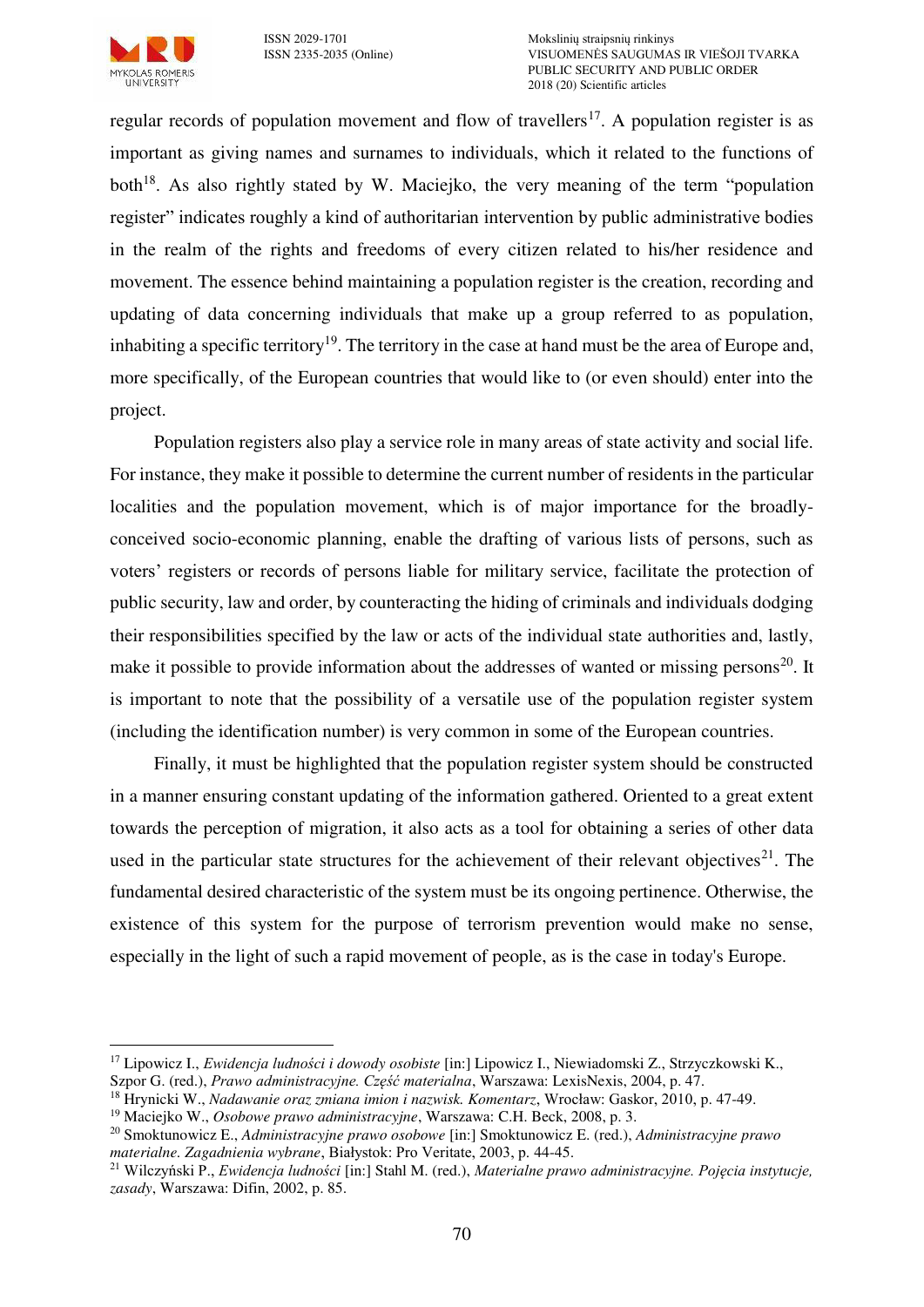regular records of population movement and flow of travellers[17]. A population register is as important as giving names and surnames to individuals, which it related to the functions of both[18]. As also rightly stated by W. Maciejko, the very meaning of the term "population register" indicates roughly a kind of authoritarian intervention by public administrative bodies in the realm of the rights and freedoms of every citizen related to his/her residence and movement. The essence behind maintaining a population register is the creation, recording and updating of data concerning individuals that make up a group referred to as population, inhabiting a specific territory[19]. The territory in the case at hand must be the area of Europe and, more specifically, of the European countries that would like to (or even should) enter into the project.

Population registers also play a service role in many areas of state activity and social life. For instance, they make it possible to determine the current number of residents in the particular localities and the population movement, which is of major importance for the broadly-conceived socio-economic planning, enable the drafting of various lists of persons, such as voters' registers or records of persons liable for military service, facilitate the protection of public security, law and order, by counteracting the hiding of criminals and individuals dodging their responsibilities specified by the law or acts of the individual state authorities and, lastly, make it possible to provide information about the addresses of wanted or missing persons[20]. It is important to note that the possibility of a versatile use of the population register system (including the identification number) is very common in some of the European countries.

Finally, it must be highlighted that the population register system should be constructed in a manner ensuring constant updating of the information gathered. Oriented to a great extent towards the perception of migration, it also acts as a tool for obtaining a series of other data used in the particular state structures for the achievement of their relevant objectives[21]. The fundamental desired characteristic of the system must be its ongoing pertinence. Otherwise, the existence of this system for the purpose of terrorism prevention would make no sense, especially in the light of such a rapid movement of people, as is the case in today's Europe.

---

[17] Lipowicz I., *Ewidencja ludności i dowody osobiste* [in:] Lipowicz I., Niewiadomski Z., Strzyczkowski K., Szpor G. (red.), *Prawo administracyjne. Część materialna*, Warszawa: LexisNexis, 2004, p. 47.

[18] Hrynicki W., *Nadawanie oraz zmiana imion i nazwisk. Komentarz*, Wrocław: Gaskor, 2010, p. 47-49.

[19] Maciejko W., *Osobowe prawo administracyjne*, Warszawa: C.H. Beck, 2008, p. 3.

[20] Smoktunowicz E., *Administracyjne prawo osobowe* [in:] Smoktunowicz E. (red.), *Administracyjne prawo materialne. Zagadnienia wybrane*, Białystok: Pro Veritate, 2003, p. 44-45.

[21] Wilczyński P., *Ewidencja ludności* [in:] Stahl M. (red.), *Materialne prawo administracyjne. Pojęcia instytucje, zasady*, Warszawa: Difin, 2002, p. 85.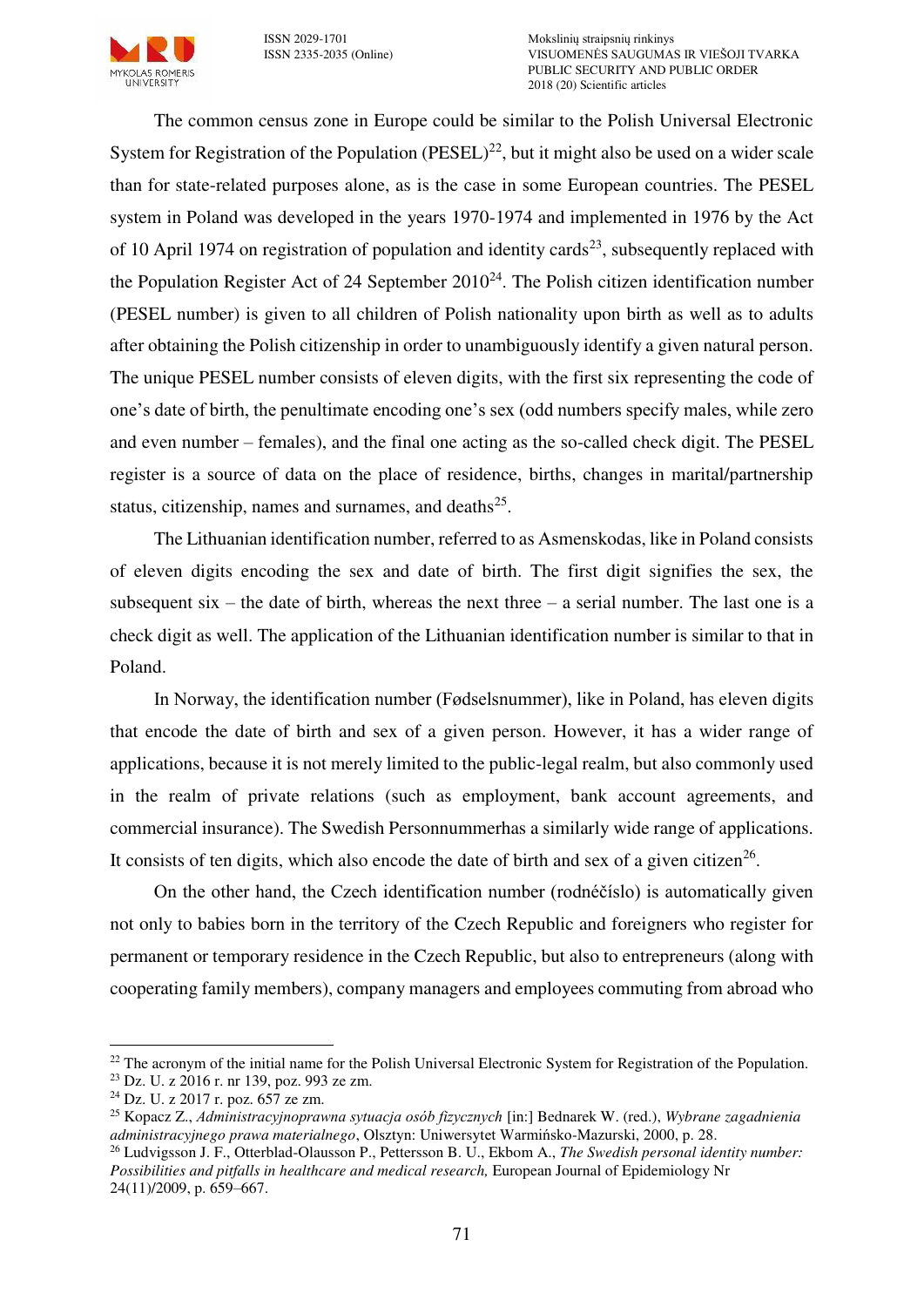The common census zone in Europe could be similar to the Polish Universal Electronic System for Registration of the Population (PESEL)[22], but it might also be used on a wider scale than for state-related purposes alone, as is the case in some European countries. The PESEL system in Poland was developed in the years 1970-1974 and implemented in 1976 by the Act of 10 April 1974 on registration of population and identity cards[23], subsequently replaced with the Population Register Act of 24 September 2010[24]. The Polish citizen identification number (PESEL number) is given to all children of Polish nationality upon birth as well as to adults after obtaining the Polish citizenship in order to unambiguously identify a given natural person. The unique PESEL number consists of eleven digits, with the first six representing the code of one's date of birth, the penultimate encoding one's sex (odd numbers specify males, while zero and even number – females), and the final one acting as the so-called check digit. The PESEL register is a source of data on the place of residence, births, changes in marital/partnership status, citizenship, names and surnames, and deaths[25].

The Lithuanian identification number, referred to as Asmenskodas, like in Poland consists of eleven digits encoding the sex and date of birth. The first digit signifies the sex, the subsequent six – the date of birth, whereas the next three – a serial number. The last one is a check digit as well. The application of the Lithuanian identification number is similar to that in Poland.

In Norway, the identification number (Fødselsnummer), like in Poland, has eleven digits that encode the date of birth and sex of a given person. However, it has a wider range of applications, because it is not merely limited to the public-legal realm, but also commonly used in the realm of private relations (such as employment, bank account agreements, and commercial insurance). The Swedish Personnummerhas a similarly wide range of applications. It consists of ten digits, which also encode the date of birth and sex of a given citizen[26].

On the other hand, the Czech identification number (rodnéčíslo) is automatically given not only to babies born in the territory of the Czech Republic and foreigners who register for permanent or temporary residence in the Czech Republic, but also to entrepreneurs (along with cooperating family members), company managers and employees commuting from abroad who

---

[22] The acronym of the initial name for the Polish Universal Electronic System for Registration of the Population.

[23] Dz. U. z 2016 r. nr 139, poz. 993 ze zm.

[24] Dz. U. z 2017 r. poz. 657 ze zm.

[25] Kopacz Z., *Administracyjnoprawna sytuacja osób fizycznych* [in:] Bednarek W. (red.), *Wybrane zagadnienia administracyjnego prawa materialnego*, Olsztyn: Uniwersytet Warmińsko-Mazurski, 2000, p. 28.

[26] Ludvigsson J. F., Otterblad-Olausson P., Pettersson B. U., Ekbom A., *The Swedish personal identity number: Possibilities and pitfalls in healthcare and medical research,* European Journal of Epidemiology Nr 24(11)/2009, p. 659–667.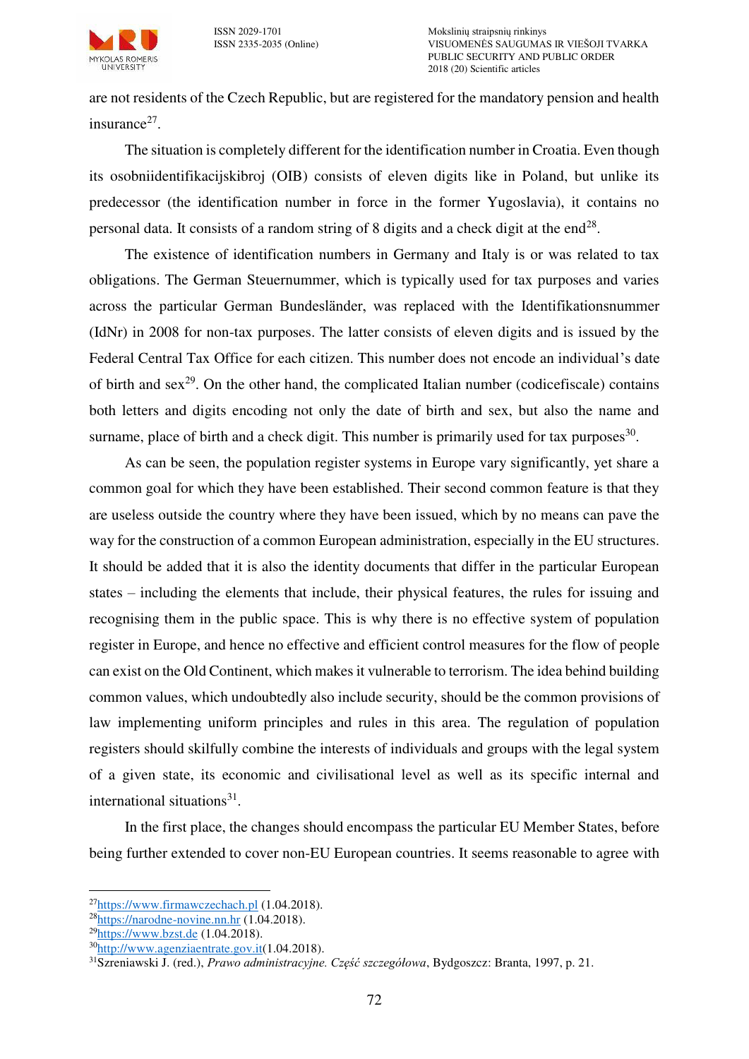are not residents of the Czech Republic, but are registered for the mandatory pension and health insurance[27].

The situation is completely different for the identification number in Croatia. Even though its osobniidentifikacijskibroj (OIB) consists of eleven digits like in Poland, but unlike its predecessor (the identification number in force in the former Yugoslavia), it contains no personal data. It consists of a random string of 8 digits and a check digit at the end[28].

The existence of identification numbers in Germany and Italy is or was related to tax obligations. The German Steuernummer, which is typically used for tax purposes and varies across the particular German Bundesländer, was replaced with the Identifikationsnummer (IdNr) in 2008 for non-tax purposes. The latter consists of eleven digits and is issued by the Federal Central Tax Office for each citizen. This number does not encode an individual's date of birth and sex[29]. On the other hand, the complicated Italian number (codicefiscale) contains both letters and digits encoding not only the date of birth and sex, but also the name and surname, place of birth and a check digit. This number is primarily used for tax purposes[30].

As can be seen, the population register systems in Europe vary significantly, yet share a common goal for which they have been established. Their second common feature is that they are useless outside the country where they have been issued, which by no means can pave the way for the construction of a common European administration, especially in the EU structures. It should be added that it is also the identity documents that differ in the particular European states – including the elements that include, their physical features, the rules for issuing and recognising them in the public space. This is why there is no effective system of population register in Europe, and hence no effective and efficient control measures for the flow of people can exist on the Old Continent, which makes it vulnerable to terrorism. The idea behind building common values, which undoubtedly also include security, should be the common provisions of law implementing uniform principles and rules in this area. The regulation of population registers should skilfully combine the interests of individuals and groups with the legal system of a given state, its economic and civilisational level as well as its specific internal and international situations[31].

In the first place, the changes should encompass the particular EU Member States, before being further extended to cover non-EU European countries. It seems reasonable to agree with

---

[27] https://www.firmawczechach.pl (1.04.2018).
[28] https://narodne-novine.nn.hr (1.04.2018).
[29] https://www.bzst.de (1.04.2018).
[30] http://www.agenziaentrate.gov.it(1.04.2018).
[31] Szreniawski J. (red.), *Prawo administracyjne. Część szczegółowa*, Bydgoszcz: Branta, 1997, p. 21.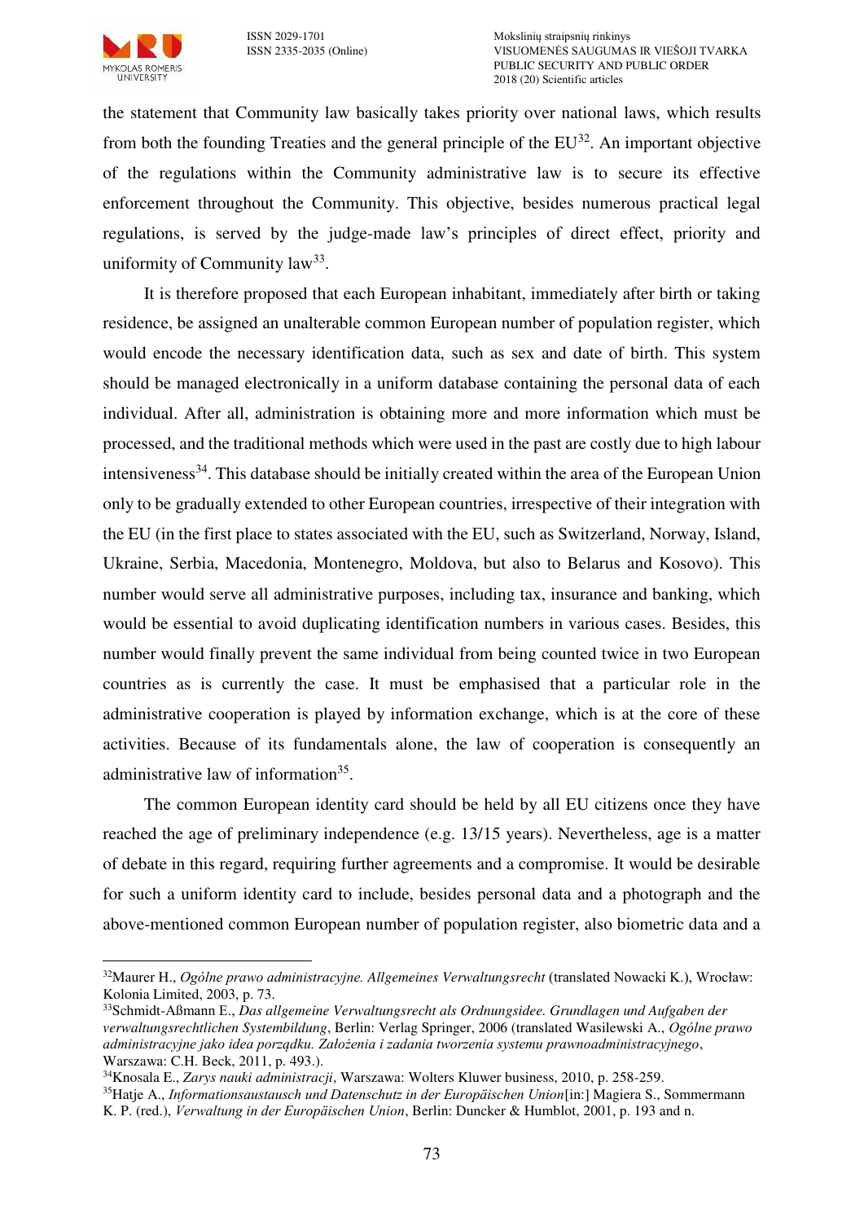the statement that Community law basically takes priority over national laws, which results from both the founding Treaties and the general principle of the EU[32]. An important objective of the regulations within the Community administrative law is to secure its effective enforcement throughout the Community. This objective, besides numerous practical legal regulations, is served by the judge-made law's principles of direct effect, priority and uniformity of Community law[33].

It is therefore proposed that each European inhabitant, immediately after birth or taking residence, be assigned an unalterable common European number of population register, which would encode the necessary identification data, such as sex and date of birth. This system should be managed electronically in a uniform database containing the personal data of each individual. After all, administration is obtaining more and more information which must be processed, and the traditional methods which were used in the past are costly due to high labour intensiveness[34]. This database should be initially created within the area of the European Union only to be gradually extended to other European countries, irrespective of their integration with the EU (in the first place to states associated with the EU, such as Switzerland, Norway, Island, Ukraine, Serbia, Macedonia, Montenegro, Moldova, but also to Belarus and Kosovo). This number would serve all administrative purposes, including tax, insurance and banking, which would be essential to avoid duplicating identification numbers in various cases. Besides, this number would finally prevent the same individual from being counted twice in two European countries as is currently the case. It must be emphasised that a particular role in the administrative cooperation is played by information exchange, which is at the core of these activities. Because of its fundamentals alone, the law of cooperation is consequently an administrative law of information[35].

The common European identity card should be held by all EU citizens once they have reached the age of preliminary independence (e.g. 13/15 years). Nevertheless, age is a matter of debate in this regard, requiring further agreements and a compromise. It would be desirable for such a uniform identity card to include, besides personal data and a photograph and the above-mentioned common European number of population register, also biometric data and a

---

[32] Maurer H., *Ogólne prawo administracyjne. Allgemeines Verwaltungsrecht* (translated Nowacki K.), Wrocław: Kolonia Limited, 2003, p. 73.

[33] Schmidt-Aßmann E., *Das allgemeine Verwaltungsrecht als Ordnungsidee. Grundlagen und Aufgaben der verwaltungsrechtlichen Systembildung*, Berlin: Verlag Springer, 2006 (translated Wasilewski A., *Ogólne prawo administracyjne jako idea porządku. Założenia i zadania tworzenia systemu prawnoadministracyjnego*, Warszawa: C.H. Beck, 2011, p. 493.).

[34] Knosala E., *Zarys nauki administracji*, Warszawa: Wolters Kluwer business, 2010, p. 258-259.

[35] Hatje A., *Informationsaustausch und Datenschutz in der Europäischen Union*[in:] Magiera S., Sommermann K. P. (red.), *Verwaltung in der Europäischen Union*, Berlin: Duncker & Humblot, 2001, p. 193 and n.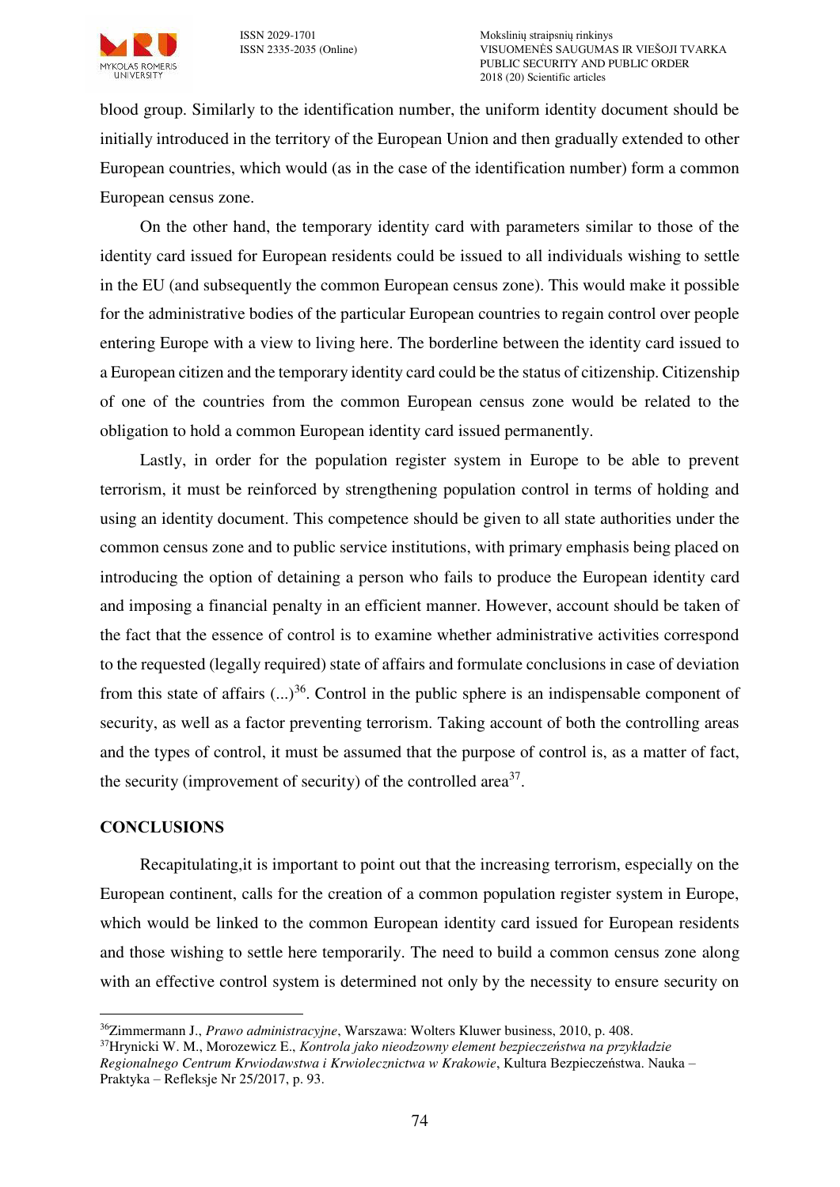blood group. Similarly to the identification number, the uniform identity document should be initially introduced in the territory of the European Union and then gradually extended to other European countries, which would (as in the case of the identification number) form a common European census zone.

On the other hand, the temporary identity card with parameters similar to those of the identity card issued for European residents could be issued to all individuals wishing to settle in the EU (and subsequently the common European census zone). This would make it possible for the administrative bodies of the particular European countries to regain control over people entering Europe with a view to living here. The borderline between the identity card issued to a European citizen and the temporary identity card could be the status of citizenship. Citizenship of one of the countries from the common European census zone would be related to the obligation to hold a common European identity card issued permanently.

Lastly, in order for the population register system in Europe to be able to prevent terrorism, it must be reinforced by strengthening population control in terms of holding and using an identity document. This competence should be given to all state authorities under the common census zone and to public service institutions, with primary emphasis being placed on introducing the option of detaining a person who fails to produce the European identity card and imposing a financial penalty in an efficient manner. However, account should be taken of the fact that the essence of control is to examine whether administrative activities correspond to the requested (legally required) state of affairs and formulate conclusions in case of deviation from this state of affairs (...)[36]. Control in the public sphere is an indispensable component of security, as well as a factor preventing terrorism. Taking account of both the controlling areas and the types of control, it must be assumed that the purpose of control is, as a matter of fact, the security (improvement of security) of the controlled area[37].

## CONCLUSIONS

Recapitulating,it is important to point out that the increasing terrorism, especially on the European continent, calls for the creation of a common population register system in Europe, which would be linked to the common European identity card issued for European residents and those wishing to settle here temporarily. The need to build a common census zone along with an effective control system is determined not only by the necessity to ensure security on

---

[36] Zimmermann J., *Prawo administracyjne*, Warszawa: Wolters Kluwer business, 2010, p. 408.

[37] Hrynicki W. M., Morozewicz E., *Kontrola jako nieodzowny element bezpieczeństwa na przykładzie Regionalnego Centrum Krwiodawstwa i Krwiolecznictwa w Krakowie*, Kultura Bezpieczeństwa. Nauka – Praktyka – Refleksje Nr 25/2017, p. 93.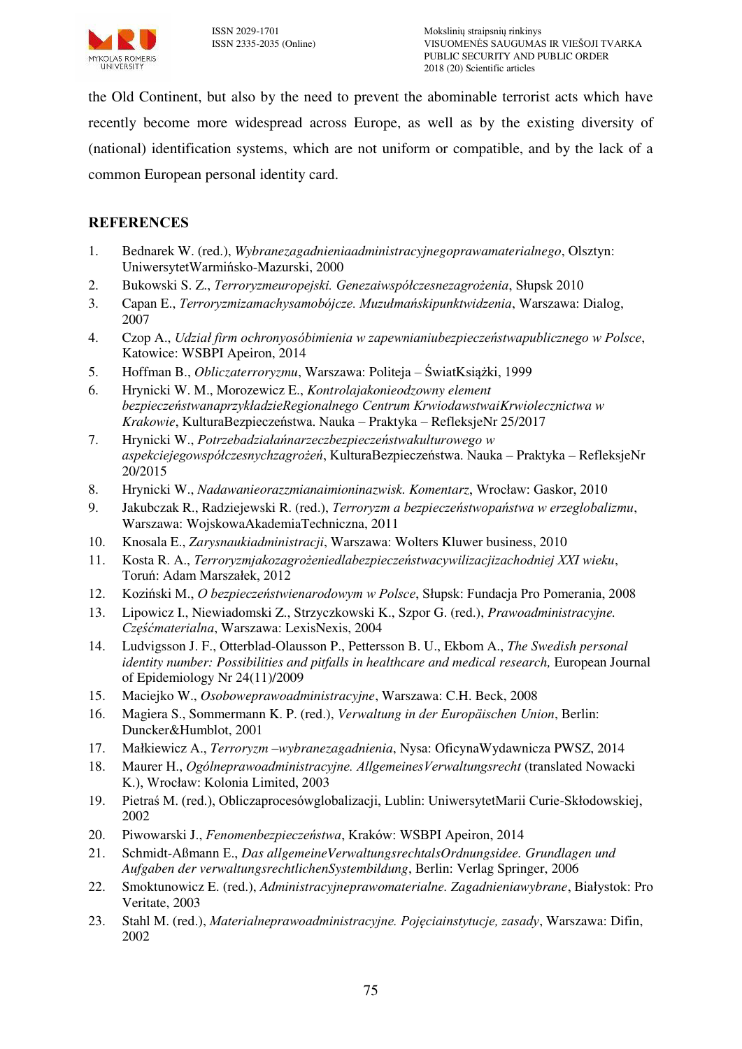the Old Continent, but also by the need to prevent the abominable terrorist acts which have recently become more widespread across Europe, as well as by the existing diversity of (national) identification systems, which are not uniform or compatible, and by the lack of a common European personal identity card.

## REFERENCES

1. Bednarek W. (red.), *Wybranezagadnieniaadministracyjnegoprawamaterialnego*, Olsztyn: UniwersytetWarmińsko-Mazurski, 2000
2. Bukowski S. Z., *Terroryzmeuropejski. Genezaiwspółczesnezagrożenia*, Słupsk 2010
3. Capan E., *Terroryzmizamachysamobójcze. Muzułmańskipunktwidzenia*, Warszawa: Dialog, 2007
4. Czop A., *Udział firm ochronyosóbimienia w zapewnianiubezpieczeństwapublicznego w Polsce*, Katowice: WSBPI Apeiron, 2014
5. Hoffman B., *Obliczaterroryzmu*, Warszawa: Politeja – ŚwiatKsiążki, 1999
6. Hrynicki W. M., Morozewicz E., *Kontrolajakonieodzowny element bezpieczeństwanaprzykładzieRegionalnego Centrum KrwiodawstwaiKrwiolecznictwa w Krakowie*, KulturaBezpieczeństwa. Nauka – Praktyka – RefleksjeNr 25/2017
7. Hrynicki W., *Potrzebadziałańnarzeczbezpieczeństwakulturowego w aspekciejegowspółczesnychzagrożeń*, KulturaBezpieczeństwa. Nauka – Praktyka – RefleksjeNr 20/2015
8. Hrynicki W., *Nadawanieorazzmianaimioninazwisk. Komentarz*, Wrocław: Gaskor, 2010
9. Jakubczak R., Radziejewski R. (red.), *Terroryzm a bezpieczeństwopaństwa w erzeglobalizmu*, Warszawa: WojskowaAkademiaTechniczna, 2011
10. Knosala E., *Zarysnaukiadministracji*, Warszawa: Wolters Kluwer business, 2010
11. Kosta R. A., *Terroryzmjakozagrożeniedlabezpieczeństwacywilizacjizachodniej XXI wieku*, Toruń: Adam Marszałek, 2012
12. Koziński M., *O bezpieczeństwienarodowym w Polsce*, Słupsk: Fundacja Pro Pomerania, 2008
13. Lipowicz I., Niewiadomski Z., Strzyczkowski K., Szpor G. (red.), *Prawoadministracyjne. Częśćmaterialna*, Warszawa: LexisNexis, 2004
14. Ludvigsson J. F., Otterblad-Olausson P., Pettersson B. U., Ekbom A., *The Swedish personal identity number: Possibilities and pitfalls in healthcare and medical research,* European Journal of Epidemiology Nr 24(11)/2009
15. Maciejko W., *Osoboweprawoadministracyjne*, Warszawa: C.H. Beck, 2008
16. Magiera S., Sommermann K. P. (red.), *Verwaltung in der Europäischen Union*, Berlin: Duncker&Humblot, 2001
17. Małkiewicz A., *Terroryzm –wybranezagadnienia*, Nysa: OficynaWydawnicza PWSZ, 2014
18. Maurer H., *Ogólneprawoadministracyjne. AllgemeinesVerwaltungsrecht* (translated Nowacki K.), Wrocław: Kolonia Limited, 2003
19. Pietraś M. (red.), Obliczaprocesówglobalizacji, Lublin: UniwersytetMarii Curie-Skłodowskiej, 2002
20. Piwowarski J., *Fenomenbezpieczeństwa*, Kraków: WSBPI Apeiron, 2014
21. Schmidt-Aßmann E., *Das allgemeineVerwaltungsrechtalsOrdnungsidee. Grundlagen und Aufgaben der verwaltungsrechtlichenSystembildung*, Berlin: Verlag Springer, 2006
22. Smoktunowicz E. (red.), *Administracyjneprawomaterialne. Zagadnieniawybrane*, Białystok: Pro Veritate, 2003
23. Stahl M. (red.), *Materialneprawoadministracyjne. Pojęciainstytucje, zasady*, Warszawa: Difin, 2002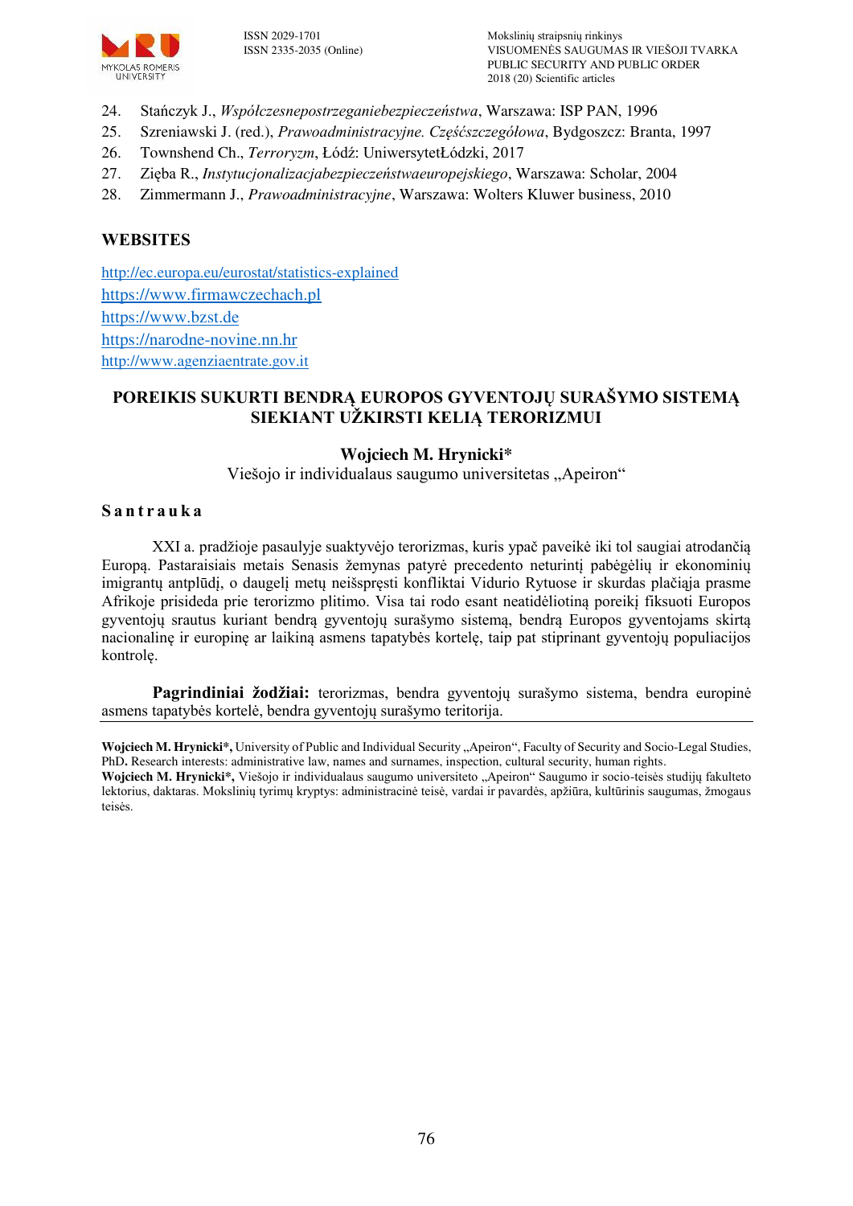24. Stańczyk J., *Współczesnepostrzeganiebezpieczeństwa*, Warszawa: ISP PAN, 1996
25. Szreniawski J. (red.), *Prawoadministracyjne. Częśćszczegółowa*, Bydgoszcz: Branta, 1997
26. Townshend Ch., *Terroryzm*, Łódź: UniwersytetŁódzki, 2017
27. Zięba R., *Instytucjonalizacjabezpieczeństwaeuropejskiego*, Warszawa: Scholar, 2004
28. Zimmermann J., *Prawoadministracyjne*, Warszawa: Wolters Kluwer business, 2010

## WEBSITES

http://ec.europa.eu/eurostat/statistics-explained
https://www.firmawczechach.pl
https://www.bzst.de
https://narodne-novine.nn.hr
http://www.agenziaentrate.gov.it

## POREIKIS SUKURTI BENDRĄ EUROPOS GYVENTOJŲ SURAŠYMO SISTEMĄ SIEKIANT UŽKIRSTI KELIĄ TERORIZMUI

**Wojciech M. Hrynicki***
Viešojo ir individualaus saugumo universitetas „Apeiron“

### Santrauka

XXI a. pradžioje pasaulyje suaktyvėjo terorizmas, kuris ypač paveikė iki tol saugiai atrodančią Europą. Pastaraisiais metais Senasis žemynas patyrė precedento neturintį pabėgėlių ir ekonominių imigrantų antplūdį, o daugelį metų neišspręsti konfliktai Vidurio Rytuose ir skurdas plačiąja prasme Afrikoje prisideda prie terorizmo plitimo. Visa tai rodo esant neatidėliotiną poreikį fiksuoti Europos gyventojų srautus kuriant bendrą gyventojų surašymo sistemą, bendrą Europos gyventojams skirtą nacionalinę ir europinę ar laikiną asmens tapatybės kortelę, taip pat stiprinant gyventojų populiacijos kontrolę.

**Pagrindiniai žodžiai:** terorizmas, bendra gyventojų surašymo sistema, bendra europinė asmens tapatybės kortelė, bendra gyventojų surašymo teritorija.

---

**Wojciech M. Hrynicki*,** University of Public and Individual Security „Apeiron“, Faculty of Security and Socio-Legal Studies, PhD**.** Research interests: administrative law, names and surnames, inspection, cultural security, human rights.
**Wojciech M. Hrynicki*,** Viešojo ir individualaus saugumo universiteto „Apeiron“ Saugumo ir socio-teisės studijų fakulteto lektorius, daktaras. Mokslinių tyrimų kryptys: administracinė teisė, vardai ir pavardės, apžiūra, kultūrinis saugumas, žmogaus teisės.